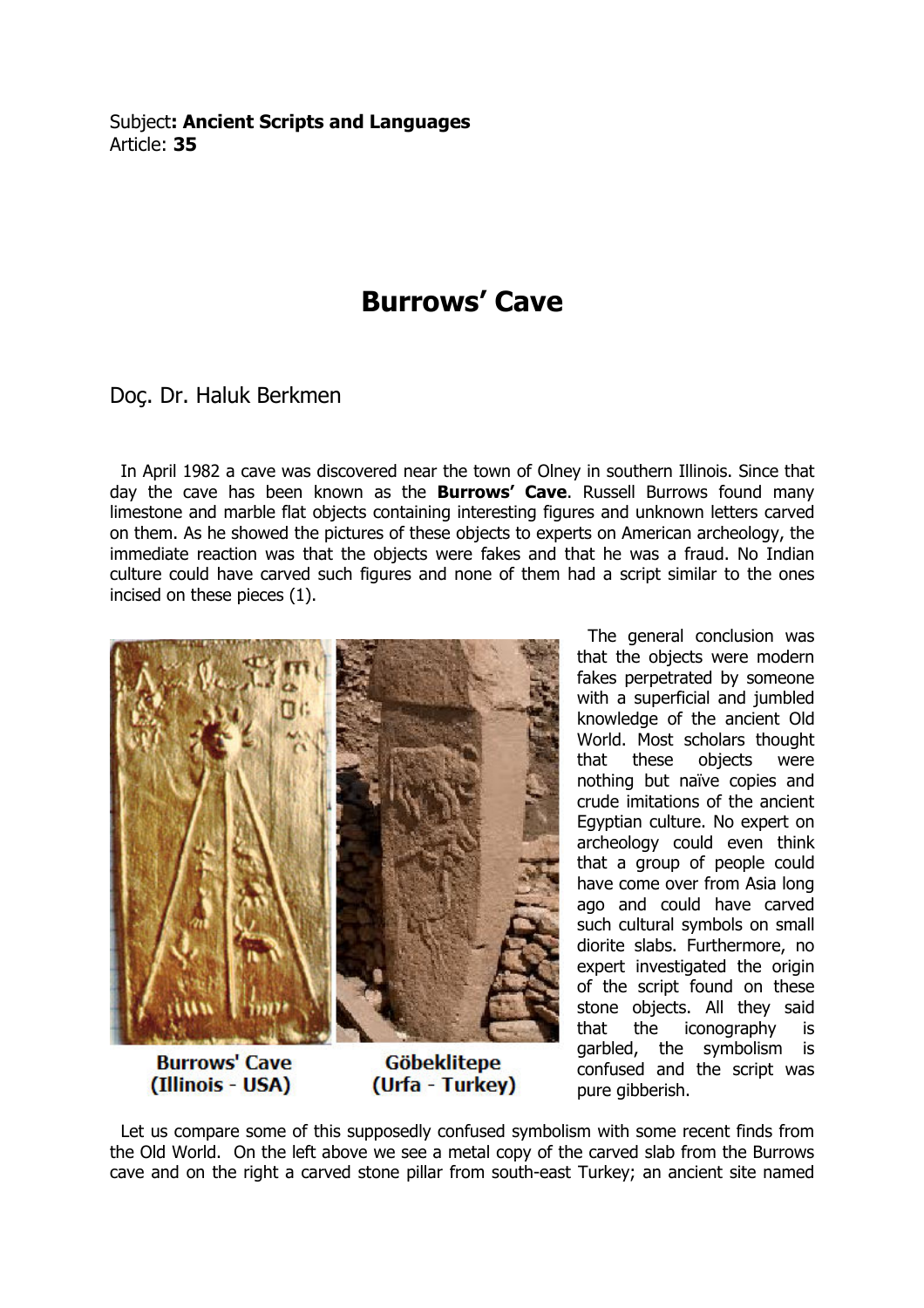Subject**: Ancient Scripts and Languages**
Article: **35**

# Burrows' Cave

Doç. Dr. Haluk Berkmen

In April 1982 a cave was discovered near the town of Olney in southern Illinois. Since that day the cave has been known as the **Burrows' Cave**. Russell Burrows found many limestone and marble flat objects containing interesting figures and unknown letters carved on them. As he showed the pictures of these objects to experts on American archeology, the immediate reaction was that the objects were fakes and that he was a fraud. No Indian culture could have carved such figures and none of them had a script similar to the ones incised on these pieces (1).

**Burrows' Cave (Illinois - USA)**

**Göbeklitepe (Urfa - Turkey)**

The general conclusion was that the objects were modern fakes perpetrated by someone with a superficial and jumbled knowledge of the ancient Old World. Most scholars thought that these objects were nothing but naïve copies and crude imitations of the ancient Egyptian culture. No expert on archeology could even think that a group of people could have come over from Asia long ago and could have carved such cultural symbols on small diorite slabs. Furthermore, no expert investigated the origin of the script found on these stone objects. All they said that the iconography is garbled, the symbolism is confused and the script was pure gibberish.

Let us compare some of this supposedly confused symbolism with some recent finds from the Old World. On the left above we see a metal copy of the carved slab from the Burrows cave and on the right a carved stone pillar from south-east Turkey; an ancient site named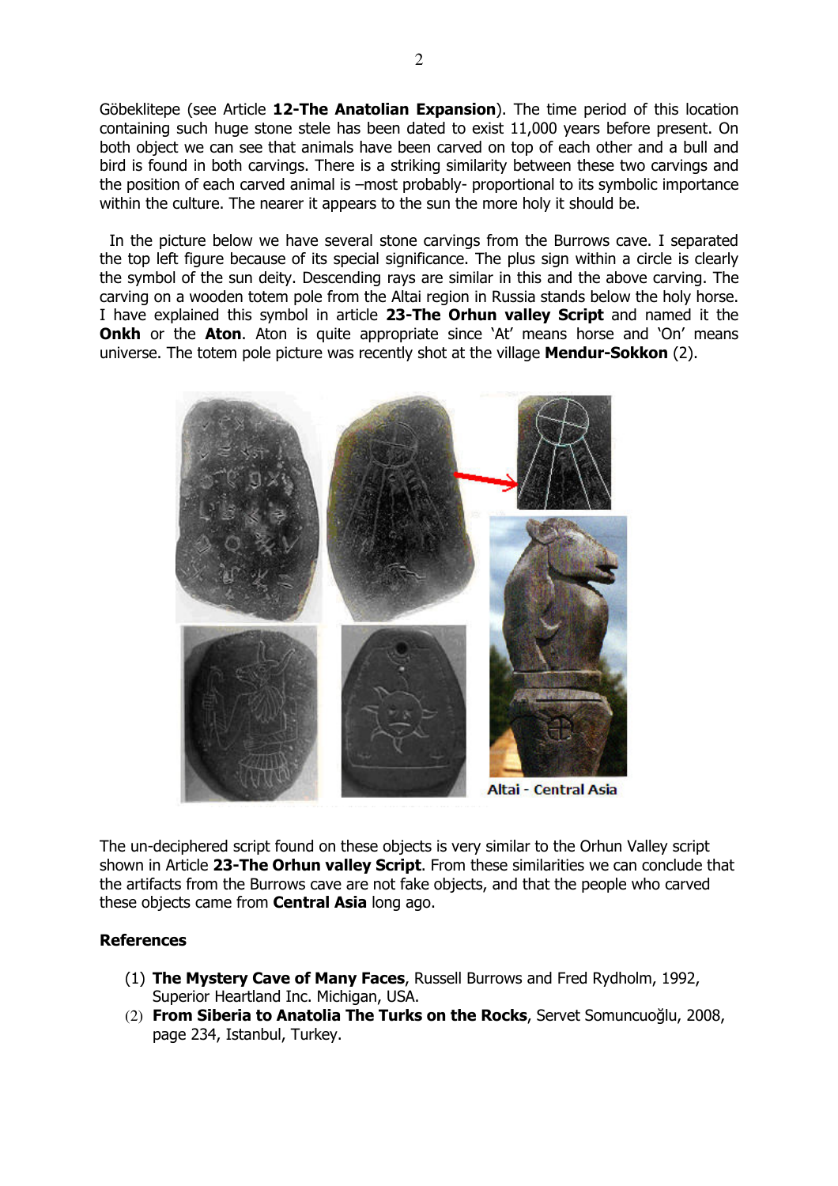Göbeklitepe (see Article **12-The Anatolian Expansion**). The time period of this location containing such huge stone stele has been dated to exist 11,000 years before present. On both object we can see that animals have been carved on top of each other and a bull and bird is found in both carvings. There is a striking similarity between these two carvings and the position of each carved animal is –most probably- proportional to its symbolic importance within the culture. The nearer it appears to the sun the more holy it should be.

In the picture below we have several stone carvings from the Burrows cave. I separated the top left figure because of its special significance. The plus sign within a circle is clearly the symbol of the sun deity. Descending rays are similar in this and the above carving. The carving on a wooden totem pole from the Altai region in Russia stands below the holy horse. I have explained this symbol in article **23-The Orhun valley Script** and named it the **Onkh** or the **Aton**. Aton is quite appropriate since 'At' means horse and 'On' means universe. The totem pole picture was recently shot at the village **Mendur-Sokkon** (2).

Altai - Central Asia

The un-deciphered script found on these objects is very similar to the Orhun Valley script shown in Article **23-The Orhun valley Script**. From these similarities we can conclude that the artifacts from the Burrows cave are not fake objects, and that the people who carved these objects came from **Central Asia** long ago.

### References

1. **The Mystery Cave of Many Faces**, Russell Burrows and Fred Rydholm, 1992, Superior Heartland Inc. Michigan, USA.
2. **From Siberia to Anatolia The Turks on the Rocks**, Servet Somuncuoğlu, 2008, page 234, Istanbul, Turkey.